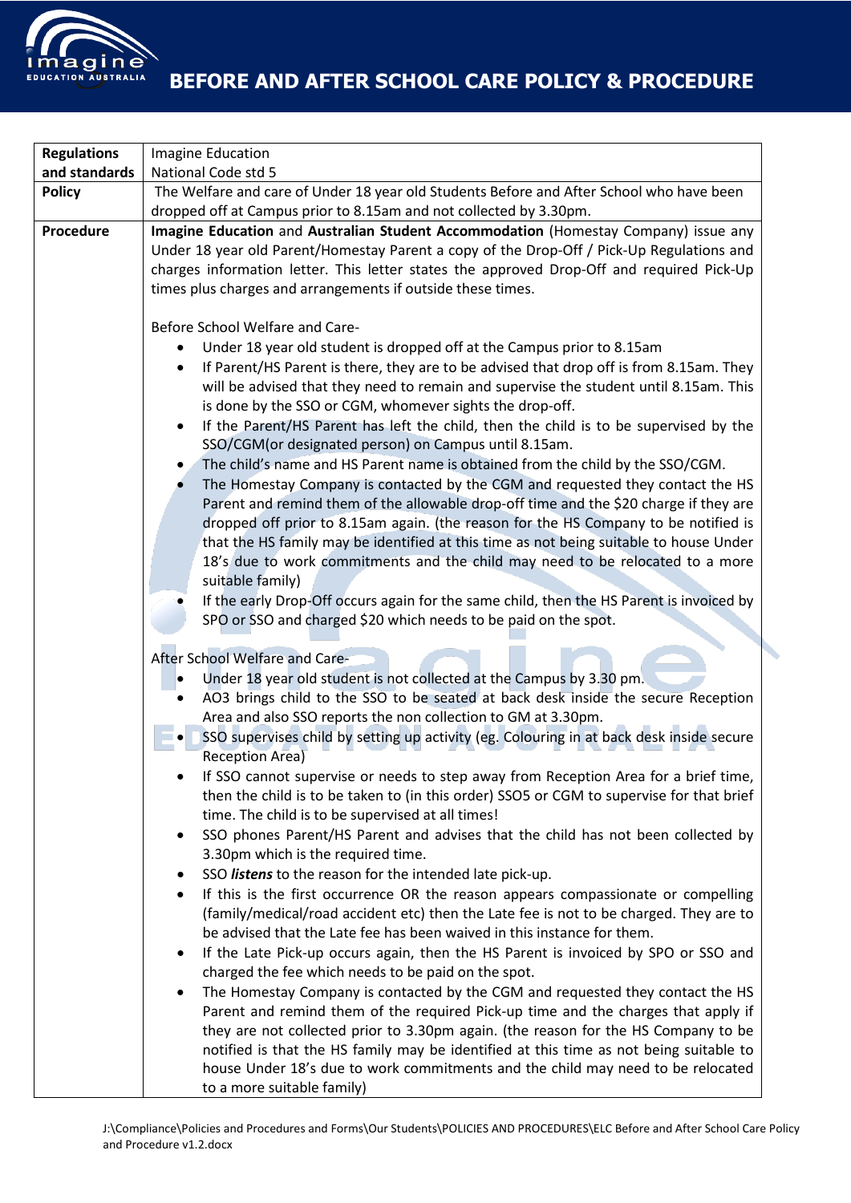# BEFORE AND AFTER SCHOOL CARE POLICY & PROCEDURE

| | |
|---|---|
| **Regulations and standards** | Imagine Education<br>National Code std 5 |
| **Policy** | The Welfare and care of Under 18 year old Students Before and After School who have been dropped off at Campus prior to 8.15am and not collected by 3.30pm. |
| **Procedure** | **Imagine Education** and **Australian Student Accommodation** (Homestay Company) issue any Under 18 year old Parent/Homestay Parent a copy of the Drop-Off / Pick-Up Regulations and charges information letter. This letter states the approved Drop-Off and required Pick-Up times plus charges and arrangements if outside these times.<br><br>Before School Welfare and Care-<br>• Under 18 year old student is dropped off at the Campus prior to 8.15am<br>• If Parent/HS Parent is there, they are to be advised that drop off is from 8.15am. They will be advised that they need to remain and supervise the student until 8.15am. This is done by the SSO or CGM, whomever sights the drop-off.<br>• If the Parent/HS Parent has left the child, then the child is to be supervised by the SSO/CGM(or designated person) on Campus until 8.15am.<br>• The child's name and HS Parent name is obtained from the child by the SSO/CGM.<br>• The Homestay Company is contacted by the CGM and requested they contact the HS Parent and remind them of the allowable drop-off time and the $20 charge if they are dropped off prior to 8.15am again. (the reason for the HS Company to be notified is that the HS family may be identified at this time as not being suitable to house Under 18's due to work commitments and the child may need to be relocated to a more suitable family)<br>• If the early Drop-Off occurs again for the same child, then the HS Parent is invoiced by SPO or SSO and charged $20 which needs to be paid on the spot.<br><br>After School Welfare and Care-<br>• Under 18 year old student is not collected at the Campus by 3.30 pm.<br>• AO3 brings child to the SSO to be seated at back desk inside the secure Reception Area and also SSO reports the non collection to GM at 3.30pm.<br>• SSO supervises child by setting up activity (eg. Colouring in at back desk inside secure Reception Area)<br>• If SSO cannot supervise or needs to step away from Reception Area for a brief time, then the child is to be taken to (in this order) SSO5 or CGM to supervise for that brief time. The child is to be supervised at all times!<br>• SSO phones Parent/HS Parent and advises that the child has not been collected by 3.30pm which is the required time.<br>• SSO ***listens*** to the reason for the intended late pick-up.<br>• If this is the first occurrence OR the reason appears compassionate or compelling (family/medical/road accident etc) then the Late fee is not to be charged. They are to be advised that the Late fee has been waived in this instance for them.<br>• If the Late Pick-up occurs again, then the HS Parent is invoiced by SPO or SSO and charged the fee which needs to be paid on the spot.<br>• The Homestay Company is contacted by the CGM and requested they contact the HS Parent and remind them of the required Pick-up time and the charges that apply if they are not collected prior to 3.30pm again. (the reason for the HS Company to be notified is that the HS family may be identified at this time as not being suitable to house Under 18's due to work commitments and the child may need to be relocated to a more suitable family) |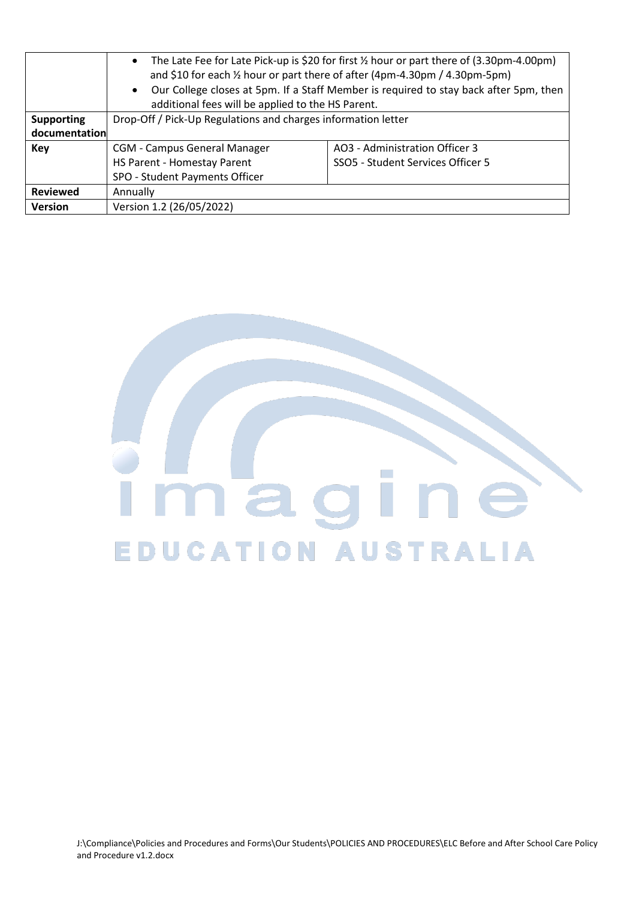| | | |
|---|---|---|
| | • The Late Fee for Late Pick-up is $20 for first ½ hour or part there of (3.30pm-4.00pm) and $10 for each ½ hour or part there of after (4pm-4.30pm / 4.30pm-5pm)<br>• Our College closes at 5pm. If a Staff Member is required to stay back after 5pm, then additional fees will be applied to the HS Parent. | |
| **Supporting documentation** | Drop-Off / Pick-Up Regulations and charges information letter | |
| **Key** | CGM - Campus General Manager<br>HS Parent - Homestay Parent<br>SPO - Student Payments Officer | AO3 - Administration Officer 3<br>SSO5 - Student Services Officer 5 |
| **Reviewed** | Annually | |
| **Version** | Version 1.2 (26/05/2022) | |

imagine
EDUCATION AUSTRALIA